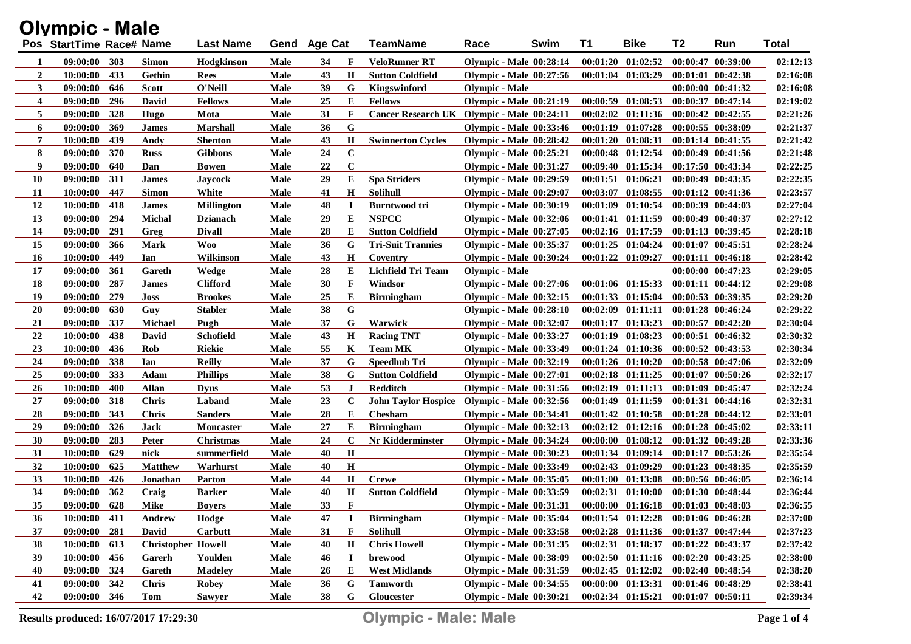# Olympic - Male

| Pos | StartTime | Race# | Name | Last Name | Gend | Age | Cat | TeamName | Race | Swim | T1 | Bike | T2 | Run | Total |
|---|---|---|---|---|---|---|---|---|---|---|---|---|---|---|---|
| 1 | 09:00:00 | 303 | Simon | Hodgkinson | Male | 34 | F | VeloRunner RT | Olympic - Male | 00:28:14 | 00:01:20 | 01:02:52 | 00:00:47 | 00:39:00 | 02:12:13 |
| 2 | 10:00:00 | 433 | Gethin | Rees | Male | 43 | H | Sutton Coldfield | Olympic - Male | 00:27:56 | 00:01:04 | 01:03:29 | 00:01:01 | 00:42:38 | 02:16:08 |
| 3 | 09:00:00 | 646 | Scott | O'Neill | Male | 39 | G | Kingswinford | Olympic - Male | | | | 00:00:00 | 00:41:32 | 02:16:08 |
| 4 | 09:00:00 | 296 | David | Fellows | Male | 25 | E | Fellows | Olympic - Male | 00:21:19 | 00:00:59 | 01:08:53 | 00:00:37 | 00:47:14 | 02:19:02 |
| 5 | 09:00:00 | 328 | Hugo | Mota | Male | 31 | F | Cancer Research UK | Olympic - Male | 00:24:11 | 00:02:02 | 01:11:36 | 00:00:42 | 00:42:55 | 02:21:26 |
| 6 | 09:00:00 | 369 | James | Marshall | Male | 36 | G | | Olympic - Male | 00:33:46 | 00:01:19 | 01:07:28 | 00:00:55 | 00:38:09 | 02:21:37 |
| 7 | 10:00:00 | 439 | Andy | Shenton | Male | 43 | H | Swinnerton Cycles | Olympic - Male | 00:28:42 | 00:01:20 | 01:08:31 | 00:01:14 | 00:41:55 | 02:21:42 |
| 8 | 09:00:00 | 370 | Russ | Gibbons | Male | 24 | C | | Olympic - Male | 00:25:21 | 00:00:48 | 01:12:54 | 00:00:49 | 00:41:56 | 02:21:48 |
| 9 | 09:00:00 | 640 | Dan | Bowen | Male | 22 | C | | Olympic - Male | 00:31:27 | 00:09:40 | 01:15:34 | 00:17:50 | 00:43:34 | 02:22:25 |
| 10 | 09:00:00 | 311 | James | Jaycock | Male | 29 | E | Spa Striders | Olympic - Male | 00:29:59 | 00:01:51 | 01:06:21 | 00:00:49 | 00:43:35 | 02:22:35 |
| 11 | 10:00:00 | 447 | Simon | White | Male | 41 | H | Solihull | Olympic - Male | 00:29:07 | 00:03:07 | 01:08:55 | 00:01:12 | 00:41:36 | 02:23:57 |
| 12 | 10:00:00 | 418 | James | Millington | Male | 48 | I | Burntwood tri | Olympic - Male | 00:30:19 | 00:01:09 | 01:10:54 | 00:00:39 | 00:44:03 | 02:27:04 |
| 13 | 09:00:00 | 294 | Michal | Dzianach | Male | 29 | E | NSPCC | Olympic - Male | 00:32:06 | 00:01:41 | 01:11:59 | 00:00:49 | 00:40:37 | 02:27:12 |
| 14 | 09:00:00 | 291 | Greg | Divall | Male | 28 | E | Sutton Coldfield | Olympic - Male | 00:27:05 | 00:02:16 | 01:17:59 | 00:01:13 | 00:39:45 | 02:28:18 |
| 15 | 09:00:00 | 366 | Mark | Woo | Male | 36 | G | Tri-Suit Trannies | Olympic - Male | 00:35:37 | 00:01:25 | 01:04:24 | 00:01:07 | 00:45:51 | 02:28:24 |
| 16 | 10:00:00 | 449 | Ian | Wilkinson | Male | 43 | H | Coventry | Olympic - Male | 00:30:24 | 00:01:22 | 01:09:27 | 00:01:11 | 00:46:18 | 02:28:42 |
| 17 | 09:00:00 | 361 | Gareth | Wedge | Male | 28 | E | Lichfield Tri Team | Olympic - Male | | | | 00:00:00 | 00:47:23 | 02:29:05 |
| 18 | 09:00:00 | 287 | James | Clifford | Male | 30 | F | Windsor | Olympic - Male | 00:27:06 | 00:01:06 | 01:15:33 | 00:01:11 | 00:44:12 | 02:29:08 |
| 19 | 09:00:00 | 279 | Joss | Brookes | Male | 25 | E | Birmingham | Olympic - Male | 00:32:15 | 00:01:33 | 01:15:04 | 00:00:53 | 00:39:35 | 02:29:20 |
| 20 | 09:00:00 | 630 | Guy | Stabler | Male | 38 | G | | Olympic - Male | 00:28:10 | 00:02:09 | 01:11:11 | 00:01:28 | 00:46:24 | 02:29:22 |
| 21 | 09:00:00 | 337 | Michael | Pugh | Male | 37 | G | Warwick | Olympic - Male | 00:32:07 | 00:01:17 | 01:13:23 | 00:00:57 | 00:42:20 | 02:30:04 |
| 22 | 10:00:00 | 438 | David | Schofield | Male | 43 | H | Racing TNT | Olympic - Male | 00:33:27 | 00:01:19 | 01:08:23 | 00:00:51 | 00:46:32 | 02:30:32 |
| 23 | 10:00:00 | 436 | Rob | Riekie | Male | 55 | K | Team MK | Olympic - Male | 00:33:49 | 00:01:24 | 01:10:36 | 00:00:52 | 00:43:53 | 02:30:34 |
| 24 | 09:00:00 | 338 | Ian | Reilly | Male | 37 | G | Speedhub Tri | Olympic - Male | 00:32:19 | 00:01:26 | 01:10:20 | 00:00:58 | 00:47:06 | 02:32:09 |
| 25 | 09:00:00 | 333 | Adam | Phillips | Male | 38 | G | Sutton Coldfield | Olympic - Male | 00:27:01 | 00:02:18 | 01:11:25 | 00:01:07 | 00:50:26 | 02:32:17 |
| 26 | 10:00:00 | 400 | Allan | Dyus | Male | 53 | J | Redditch | Olympic - Male | 00:31:56 | 00:02:19 | 01:11:13 | 00:01:09 | 00:45:47 | 02:32:24 |
| 27 | 09:00:00 | 318 | Chris | Laband | Male | 23 | C | John Taylor Hospice | Olympic - Male | 00:32:56 | 00:01:49 | 01:11:59 | 00:01:31 | 00:44:16 | 02:32:31 |
| 28 | 09:00:00 | 343 | Chris | Sanders | Male | 28 | E | Chesham | Olympic - Male | 00:34:41 | 00:01:42 | 01:10:58 | 00:01:28 | 00:44:12 | 02:33:01 |
| 29 | 09:00:00 | 326 | Jack | Moncaster | Male | 27 | E | Birmingham | Olympic - Male | 00:32:13 | 00:02:12 | 01:12:16 | 00:01:28 | 00:45:02 | 02:33:11 |
| 30 | 09:00:00 | 283 | Peter | Christmas | Male | 24 | C | Nr Kidderminster | Olympic - Male | 00:34:24 | 00:00:00 | 01:08:12 | 00:01:32 | 00:49:28 | 02:33:36 |
| 31 | 10:00:00 | 629 | nick | summerfield | Male | 40 | H | | Olympic - Male | 00:30:23 | 00:01:34 | 01:09:14 | 00:01:17 | 00:53:26 | 02:35:54 |
| 32 | 10:00:00 | 625 | Matthew | Warhurst | Male | 40 | H | | Olympic - Male | 00:33:49 | 00:02:43 | 01:09:29 | 00:01:23 | 00:48:35 | 02:35:59 |
| 33 | 10:00:00 | 426 | Jonathan | Parton | Male | 44 | H | Crewe | Olympic - Male | 00:35:05 | 00:01:00 | 01:13:08 | 00:00:56 | 00:46:05 | 02:36:14 |
| 34 | 09:00:00 | 362 | Craig | Barker | Male | 40 | H | Sutton Coldfield | Olympic - Male | 00:33:59 | 00:02:31 | 01:10:00 | 00:01:30 | 00:48:44 | 02:36:44 |
| 35 | 09:00:00 | 628 | Mike | Boyers | Male | 33 | F | | Olympic - Male | 00:31:31 | 00:00:00 | 01:16:18 | 00:01:03 | 00:48:03 | 02:36:55 |
| 36 | 10:00:00 | 411 | Andrew | Hodge | Male | 47 | I | Birmingham | Olympic - Male | 00:35:04 | 00:01:54 | 01:12:28 | 00:01:06 | 00:46:28 | 02:37:00 |
| 37 | 09:00:00 | 281 | David | Carbutt | Male | 31 | F | Solihull | Olympic - Male | 00:33:58 | 00:02:28 | 01:11:36 | 00:01:37 | 00:47:44 | 02:37:23 |
| 38 | 10:00:00 | 613 | Christopher | Howell | Male | 40 | H | Chris Howell | Olympic - Male | 00:31:35 | 00:02:31 | 01:18:37 | 00:01:22 | 00:43:37 | 02:37:42 |
| 39 | 10:00:00 | 456 | Garerh | Youlden | Male | 46 | I | brewood | Olympic - Male | 00:38:09 | 00:02:50 | 01:11:16 | 00:02:20 | 00:43:25 | 02:38:00 |
| 40 | 09:00:00 | 324 | Gareth | Madeley | Male | 26 | E | West Midlands | Olympic - Male | 00:31:59 | 00:02:45 | 01:12:02 | 00:02:40 | 00:48:54 | 02:38:20 |
| 41 | 09:00:00 | 342 | Chris | Robey | Male | 36 | G | Tamworth | Olympic - Male | 00:34:55 | 00:00:00 | 01:13:31 | 00:01:46 | 00:48:29 | 02:38:41 |
| 42 | 09:00:00 | 346 | Tom | Sawyer | Male | 38 | G | Gloucester | Olympic - Male | 00:30:21 | 00:02:34 | 01:15:21 | 00:01:07 | 00:50:11 | 02:39:34 |

Results produced: 16/07/2017 17:29:30

Olympic - Male: Male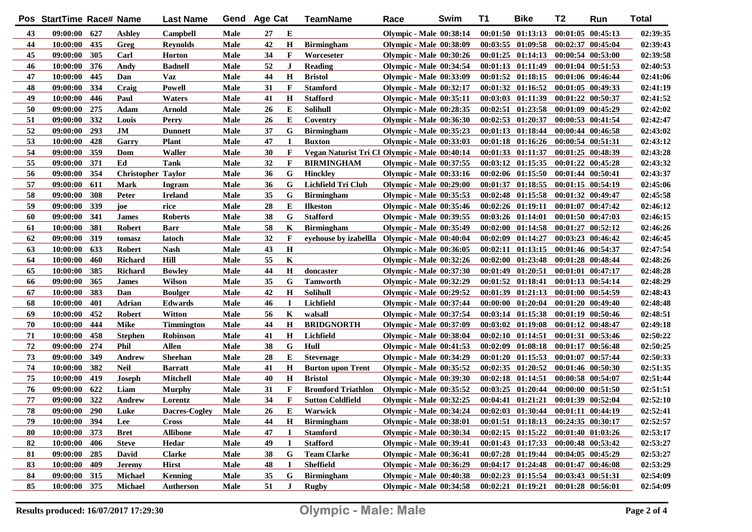| Pos | StartTime | Race# | Name | Last Name | Gend | Age | Cat | TeamName | Race | Swim | T1 | Bike | T2 | Run | Total |
|---|---|---|---|---|---|---|---|---|---|---|---|---|---|---|---|
| 43 | 09:00:00 | 627 | Ashley | Campbell | Male | 27 | E | | Olympic - Male | 00:38:14 | 00:01:50 | 01:13:13 | 00:01:05 | 00:45:13 | 02:39:35 |
| 44 | 10:00:00 | 435 | Greg | Reynolds | Male | 42 | H | Birmingham | Olympic - Male | 00:38:09 | 00:03:55 | 01:09:58 | 00:02:37 | 00:45:04 | 02:39:43 |
| 45 | 09:00:00 | 305 | Carl | Horton | Male | 34 | F | Worceseter | Olympic - Male | 00:30:26 | 00:01:25 | 01:14:13 | 00:00:54 | 00:53:00 | 02:39:58 |
| 46 | 10:00:00 | 376 | Andy | Badnell | Male | 52 | J | Reading | Olympic - Male | 00:34:54 | 00:01:13 | 01:11:49 | 00:01:04 | 00:51:53 | 02:40:53 |
| 47 | 10:00:00 | 445 | Dan | Vaz | Male | 44 | H | Bristol | Olympic - Male | 00:33:09 | 00:01:52 | 01:18:15 | 00:01:06 | 00:46:44 | 02:41:06 |
| 48 | 09:00:00 | 334 | Craig | Powell | Male | 31 | F | Stamford | Olympic - Male | 00:32:17 | 00:01:32 | 01:16:52 | 00:01:05 | 00:49:33 | 02:41:19 |
| 49 | 10:00:00 | 446 | Paul | Waters | Male | 41 | H | Stafford | Olympic - Male | 00:35:11 | 00:03:03 | 01:11:39 | 00:01:22 | 00:50:37 | 02:41:52 |
| 50 | 09:00:00 | 275 | Adam | Arnold | Male | 26 | E | Solihull | Olympic - Male | 00:28:35 | 00:02:51 | 01:23:58 | 00:01:09 | 00:45:29 | 02:42:02 |
| 51 | 09:00:00 | 332 | Louis | Perry | Male | 26 | E | Coventry | Olympic - Male | 00:36:30 | 00:02:53 | 01:20:37 | 00:00:53 | 00:41:54 | 02:42:47 |
| 52 | 09:00:00 | 293 | JM | Dunnett | Male | 37 | G | Birmingham | Olympic - Male | 00:35:23 | 00:01:13 | 01:18:44 | 00:00:44 | 00:46:58 | 02:43:02 |
| 53 | 10:00:00 | 428 | Garry | Plant | Male | 47 | I | Buxton | Olympic - Male | 00:33:03 | 00:01:18 | 01:16:26 | 00:00:54 | 00:51:31 | 02:43:12 |
| 54 | 09:00:00 | 359 | Dom | Waller | Male | 30 | F | Vegan Naturist Tri Cl | Olympic - Male | 00:40:14 | 00:01:33 | 01:11:37 | 00:01:25 | 00:48:39 | 02:43:28 |
| 55 | 09:00:00 | 371 | Ed | Tank | Male | 32 | F | BIRMINGHAM | Olympic - Male | 00:37:55 | 00:03:12 | 01:15:35 | 00:01:22 | 00:45:28 | 02:43:32 |
| 56 | 09:00:00 | 354 | Christopher | Taylor | Male | 36 | G | Hinckley | Olympic - Male | 00:33:16 | 00:02:06 | 01:15:50 | 00:01:44 | 00:50:41 | 02:43:37 |
| 57 | 09:00:00 | 611 | Mark | Ingram | Male | 36 | G | Lichfield Tri Club | Olympic - Male | 00:29:00 | 00:01:37 | 01:18:55 | 00:01:15 | 00:54:19 | 02:45:06 |
| 58 | 09:00:00 | 308 | Peter | Ireland | Male | 35 | G | Birmingham | Olympic - Male | 00:35:53 | 00:02:48 | 01:15:58 | 00:01:32 | 00:49:47 | 02:45:58 |
| 59 | 09:00:00 | 339 | joe | rice | Male | 28 | E | Ilkeston | Olympic - Male | 00:35:46 | 00:02:26 | 01:19:11 | 00:01:07 | 00:47:42 | 02:46:12 |
| 60 | 09:00:00 | 341 | James | Roberts | Male | 38 | G | Stafford | Olympic - Male | 00:39:55 | 00:03:26 | 01:14:01 | 00:01:50 | 00:47:03 | 02:46:15 |
| 61 | 10:00:00 | 381 | Robert | Barr | Male | 58 | K | Birmingham | Olympic - Male | 00:35:49 | 00:02:00 | 01:14:58 | 00:01:27 | 00:52:12 | 02:46:26 |
| 62 | 09:00:00 | 319 | tomasz | latoch | Male | 32 | F | eyehouse by izabellla | Olympic - Male | 00:40:04 | 00:02:09 | 01:14:27 | 00:03:23 | 00:46:42 | 02:46:45 |
| 63 | 10:00:00 | 633 | Robert | Nash | Male | 43 | H | | Olympic - Male | 00:36:05 | 00:02:11 | 01:13:15 | 00:01:46 | 00:54:37 | 02:47:54 |
| 64 | 10:00:00 | 460 | Richard | Hill | Male | 55 | K | | Olympic - Male | 00:32:26 | 00:02:00 | 01:23:48 | 00:01:28 | 00:48:44 | 02:48:26 |
| 65 | 10:00:00 | 385 | Richard | Bowley | Male | 44 | H | doncaster | Olympic - Male | 00:37:30 | 00:01:49 | 01:20:51 | 00:01:01 | 00:47:17 | 02:48:28 |
| 66 | 09:00:00 | 365 | James | Wilson | Male | 35 | G | Tamworth | Olympic - Male | 00:32:29 | 00:01:52 | 01:18:41 | 00:01:13 | 00:54:14 | 02:48:29 |
| 67 | 10:00:00 | 383 | Dan | Boulger | Male | 42 | H | Solihull | Olympic - Male | 00:29:52 | 00:01:39 | 01:21:13 | 00:01:00 | 00:54:59 | 02:48:43 |
| 68 | 10:00:00 | 401 | Adrian | Edwards | Male | 46 | I | Lichfield | Olympic - Male | 00:37:44 | 00:00:00 | 01:20:04 | 00:01:20 | 00:49:40 | 02:48:48 |
| 69 | 10:00:00 | 452 | Robert | Witton | Male | 56 | K | walsall | Olympic - Male | 00:37:54 | 00:03:14 | 01:15:38 | 00:01:19 | 00:50:46 | 02:48:51 |
| 70 | 10:00:00 | 444 | Mike | Timmington | Male | 44 | H | BRIDGNORTH | Olympic - Male | 00:37:09 | 00:03:02 | 01:19:08 | 00:01:12 | 00:48:47 | 02:49:18 |
| 71 | 10:00:00 | 458 | Stephen | Robinson | Male | 41 | H | Lichfield | Olympic - Male | 00:38:04 | 00:02:10 | 01:14:51 | 00:01:31 | 00:53:46 | 02:50:22 |
| 72 | 09:00:00 | 274 | Phil | Allen | Male | 38 | G | Hull | Olympic - Male | 00:41:53 | 00:02:09 | 01:08:18 | 00:01:17 | 00:56:48 | 02:50:25 |
| 73 | 09:00:00 | 349 | Andrew | Sheehan | Male | 28 | E | Stevenage | Olympic - Male | 00:34:29 | 00:01:20 | 01:15:53 | 00:01:07 | 00:57:44 | 02:50:33 |
| 74 | 10:00:00 | 382 | Neil | Barratt | Male | 41 | H | Burton upon Trent | Olympic - Male | 00:35:52 | 00:02:35 | 01:20:52 | 00:01:46 | 00:50:30 | 02:51:35 |
| 75 | 10:00:00 | 419 | Joseph | Mitchell | Male | 40 | H | Bristol | Olympic - Male | 00:39:30 | 00:02:18 | 01:14:51 | 00:00:58 | 00:54:07 | 02:51:44 |
| 76 | 09:00:00 | 622 | Liam | Murphy | Male | 31 | F | Bromford Triathlon | Olympic - Male | 00:35:52 | 00:03:25 | 01:20:44 | 00:00:00 | 00:51:50 | 02:51:51 |
| 77 | 09:00:00 | 322 | Andrew | Lorentz | Male | 34 | F | Sutton Coldfield | Olympic - Male | 00:32:25 | 00:04:41 | 01:21:21 | 00:01:39 | 00:52:04 | 02:52:10 |
| 78 | 09:00:00 | 290 | Luke | Dacres-Cogley | Male | 26 | E | Warwick | Olympic - Male | 00:34:24 | 00:02:03 | 01:30:44 | 00:01:11 | 00:44:19 | 02:52:41 |
| 79 | 10:00:00 | 394 | Lee | Cross | Male | 44 | H | Birmingham | Olympic - Male | 00:38:01 | 00:01:51 | 01:18:13 | 00:24:35 | 00:30:17 | 02:52:57 |
| 80 | 10:00:00 | 373 | Bret | Allibone | Male | 47 | I | Stamford | Olympic - Male | 00:30:34 | 00:02:15 | 01:15:22 | 00:01:40 | 01:03:26 | 02:53:17 |
| 82 | 10:00:00 | 406 | Steve | Hedar | Male | 49 | I | Stafford | Olympic - Male | 00:39:41 | 00:01:43 | 01:17:33 | 00:00:48 | 00:53:42 | 02:53:27 |
| 81 | 09:00:00 | 285 | David | Clarke | Male | 38 | G | Team Clarke | Olympic - Male | 00:36:41 | 00:07:28 | 01:19:44 | 00:04:05 | 00:45:29 | 02:53:27 |
| 83 | 10:00:00 | 409 | Jeremy | Hirst | Male | 48 | I | Sheffield | Olympic - Male | 00:36:29 | 00:04:17 | 01:24:48 | 00:01:47 | 00:46:08 | 02:53:29 |
| 84 | 09:00:00 | 315 | Michael | Kenning | Male | 35 | G | Birmingham | Olympic - Male | 00:40:38 | 00:02:23 | 01:15:54 | 00:03:43 | 00:51:31 | 02:54:09 |
| 85 | 10:00:00 | 375 | Michael | Autherson | Male | 51 | J | Rugby | Olympic - Male | 00:34:58 | 00:02:21 | 01:19:21 | 00:01:28 | 00:56:01 | 02:54:09 |

Results produced: 16/07/2017 17:29:30

**Olympic - Male: Male**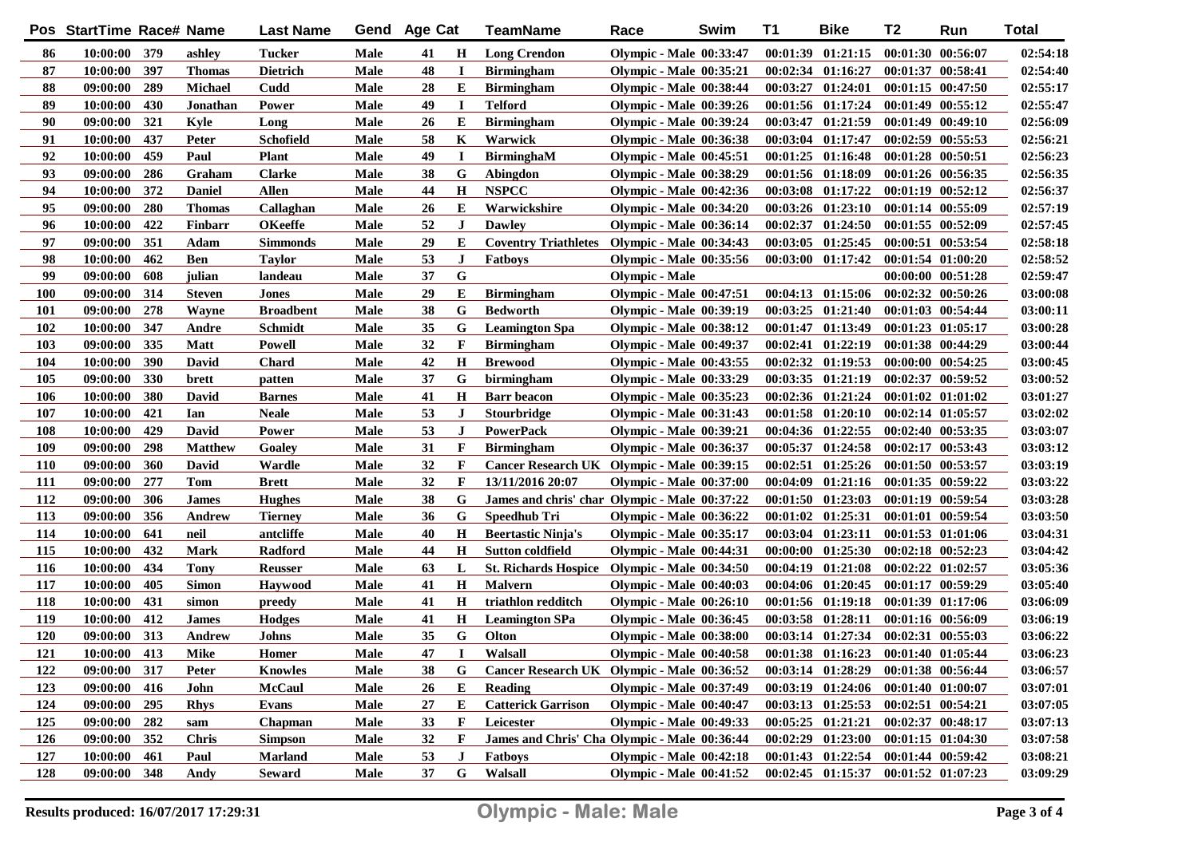| Pos | StartTime | Race# | Name | Last Name | Gend | Age | Cat | TeamName | Race | Swim | T1 | Bike | T2 | Run | Total |
|---|---|---|---|---|---|---|---|---|---|---|---|---|---|---|---|
| 86 | 10:00:00 | 379 | ashley | Tucker | Male | 41 | H | Long Crendon | Olympic - Male | 00:33:47 | 00:01:39 | 01:21:15 | 00:01:30 | 00:56:07 | 02:54:18 |
| 87 | 10:00:00 | 397 | Thomas | Dietrich | Male | 48 | I | Birmingham | Olympic - Male | 00:35:21 | 00:02:34 | 01:16:27 | 00:01:37 | 00:58:41 | 02:54:40 |
| 88 | 09:00:00 | 289 | Michael | Cudd | Male | 28 | E | Birmingham | Olympic - Male | 00:38:44 | 00:03:27 | 01:24:01 | 00:01:15 | 00:47:50 | 02:55:17 |
| 89 | 10:00:00 | 430 | Jonathan | Power | Male | 49 | I | Telford | Olympic - Male | 00:39:26 | 00:01:56 | 01:17:24 | 00:01:49 | 00:55:12 | 02:55:47 |
| 90 | 09:00:00 | 321 | Kyle | Long | Male | 26 | E | Birmingham | Olympic - Male | 00:39:24 | 00:03:47 | 01:21:59 | 00:01:49 | 00:49:10 | 02:56:09 |
| 91 | 10:00:00 | 437 | Peter | Schofield | Male | 58 | K | Warwick | Olympic - Male | 00:36:38 | 00:03:04 | 01:17:47 | 00:02:59 | 00:55:53 | 02:56:21 |
| 92 | 10:00:00 | 459 | Paul | Plant | Male | 49 | I | BirminghaM | Olympic - Male | 00:45:51 | 00:01:25 | 01:16:48 | 00:01:28 | 00:50:51 | 02:56:23 |
| 93 | 09:00:00 | 286 | Graham | Clarke | Male | 38 | G | Abingdon | Olympic - Male | 00:38:29 | 00:01:56 | 01:18:09 | 00:01:26 | 00:56:35 | 02:56:35 |
| 94 | 10:00:00 | 372 | Daniel | Allen | Male | 44 | H | NSPCC | Olympic - Male | 00:42:36 | 00:03:08 | 01:17:22 | 00:01:19 | 00:52:12 | 02:56:37 |
| 95 | 09:00:00 | 280 | Thomas | Callaghan | Male | 26 | E | Warwickshire | Olympic - Male | 00:34:20 | 00:03:26 | 01:23:10 | 00:01:14 | 00:55:09 | 02:57:19 |
| 96 | 10:00:00 | 422 | Finbarr | OKeeffe | Male | 52 | J | Dawley | Olympic - Male | 00:36:14 | 00:02:37 | 01:24:50 | 00:01:55 | 00:52:09 | 02:57:45 |
| 97 | 09:00:00 | 351 | Adam | Simmonds | Male | 29 | E | Coventry Triathletes | Olympic - Male | 00:34:43 | 00:03:05 | 01:25:45 | 00:00:51 | 00:53:54 | 02:58:18 |
| 98 | 10:00:00 | 462 | Ben | Taylor | Male | 53 | J | Fatboys | Olympic - Male | 00:35:56 | 00:03:00 | 01:17:42 | 00:01:54 | 01:00:20 | 02:58:52 |
| 99 | 09:00:00 | 608 | julian | landeau | Male | 37 | G | | Olympic - Male | | | | 00:00:00 | 00:51:28 | 02:59:47 |
| 100 | 09:00:00 | 314 | Steven | Jones | Male | 29 | E | Birmingham | Olympic - Male | 00:47:51 | 00:04:13 | 01:15:06 | 00:02:32 | 00:50:26 | 03:00:08 |
| 101 | 09:00:00 | 278 | Wayne | Broadbent | Male | 38 | G | Bedworth | Olympic - Male | 00:39:19 | 00:03:25 | 01:21:40 | 00:01:03 | 00:54:44 | 03:00:11 |
| 102 | 10:00:00 | 347 | Andre | Schmidt | Male | 35 | G | Leamington Spa | Olympic - Male | 00:38:12 | 00:01:47 | 01:13:49 | 00:01:23 | 01:05:17 | 03:00:28 |
| 103 | 09:00:00 | 335 | Matt | Powell | Male | 32 | F | Birmingham | Olympic - Male | 00:49:37 | 00:02:41 | 01:22:19 | 00:01:38 | 00:44:29 | 03:00:44 |
| 104 | 10:00:00 | 390 | David | Chard | Male | 42 | H | Brewood | Olympic - Male | 00:43:55 | 00:02:32 | 01:19:53 | 00:00:00 | 00:54:25 | 03:00:45 |
| 105 | 09:00:00 | 330 | brett | patten | Male | 37 | G | birmingham | Olympic - Male | 00:33:29 | 00:03:35 | 01:21:19 | 00:02:37 | 00:59:52 | 03:00:52 |
| 106 | 10:00:00 | 380 | David | Barnes | Male | 41 | H | Barr beacon | Olympic - Male | 00:35:23 | 00:02:36 | 01:21:24 | 00:01:02 | 01:01:02 | 03:01:27 |
| 107 | 10:00:00 | 421 | Ian | Neale | Male | 53 | J | Stourbridge | Olympic - Male | 00:31:43 | 00:01:58 | 01:20:10 | 00:02:14 | 01:05:57 | 03:02:02 |
| 108 | 10:00:00 | 429 | David | Power | Male | 53 | J | PowerPack | Olympic - Male | 00:39:21 | 00:04:36 | 01:22:55 | 00:02:40 | 00:53:35 | 03:03:07 |
| 109 | 09:00:00 | 298 | Matthew | Goaley | Male | 31 | F | Birmingham | Olympic - Male | 00:36:37 | 00:05:37 | 01:24:58 | 00:02:17 | 00:53:43 | 03:03:12 |
| 110 | 09:00:00 | 360 | David | Wardle | Male | 32 | F | Cancer Research UK | Olympic - Male | 00:39:15 | 00:02:51 | 01:25:26 | 00:01:50 | 00:53:57 | 03:03:19 |
| 111 | 09:00:00 | 277 | Tom | Brett | Male | 32 | F | 13/11/2016 20:07 | Olympic - Male | 00:37:00 | 00:04:09 | 01:21:16 | 00:01:35 | 00:59:22 | 03:03:22 |
| 112 | 09:00:00 | 306 | James | Hughes | Male | 38 | G | James and chris' char | Olympic - Male | 00:37:22 | 00:01:50 | 01:23:03 | 00:01:19 | 00:59:54 | 03:03:28 |
| 113 | 09:00:00 | 356 | Andrew | Tierney | Male | 36 | G | Speedhub Tri | Olympic - Male | 00:36:22 | 00:01:02 | 01:25:31 | 00:01:01 | 00:59:54 | 03:03:50 |
| 114 | 10:00:00 | 641 | neil | antcliffe | Male | 40 | H | Beertastic Ninja's | Olympic - Male | 00:35:17 | 00:03:04 | 01:23:11 | 00:01:53 | 01:01:06 | 03:04:31 |
| 115 | 10:00:00 | 432 | Mark | Radford | Male | 44 | H | Sutton coldfield | Olympic - Male | 00:44:31 | 00:00:00 | 01:25:30 | 00:02:18 | 00:52:23 | 03:04:42 |
| 116 | 10:00:00 | 434 | Tony | Reusser | Male | 63 | L | St. Richards Hospice | Olympic - Male | 00:34:50 | 00:04:19 | 01:21:08 | 00:02:22 | 01:02:57 | 03:05:36 |
| 117 | 10:00:00 | 405 | Simon | Haywood | Male | 41 | H | Malvern | Olympic - Male | 00:40:03 | 00:04:06 | 01:20:45 | 00:01:17 | 00:59:29 | 03:05:40 |
| 118 | 10:00:00 | 431 | simon | preedy | Male | 41 | H | triathlon redditch | Olympic - Male | 00:26:10 | 00:01:56 | 01:19:18 | 00:01:39 | 01:17:06 | 03:06:09 |
| 119 | 10:00:00 | 412 | James | Hodges | Male | 41 | H | Leamington SPa | Olympic - Male | 00:36:45 | 00:03:58 | 01:28:11 | 00:01:16 | 00:56:09 | 03:06:19 |
| 120 | 09:00:00 | 313 | Andrew | Johns | Male | 35 | G | Olton | Olympic - Male | 00:38:00 | 00:03:14 | 01:27:34 | 00:02:31 | 00:55:03 | 03:06:22 |
| 121 | 10:00:00 | 413 | Mike | Homer | Male | 47 | I | Walsall | Olympic - Male | 00:40:58 | 00:01:38 | 01:16:23 | 00:01:40 | 01:05:44 | 03:06:23 |
| 122 | 09:00:00 | 317 | Peter | Knowles | Male | 38 | G | Cancer Research UK | Olympic - Male | 00:36:52 | 00:03:14 | 01:28:29 | 00:01:38 | 00:56:44 | 03:06:57 |
| 123 | 09:00:00 | 416 | John | McCaul | Male | 26 | E | Reading | Olympic - Male | 00:37:49 | 00:03:19 | 01:24:06 | 00:01:40 | 01:00:07 | 03:07:01 |
| 124 | 09:00:00 | 295 | Rhys | Evans | Male | 27 | E | Catterick Garrison | Olympic - Male | 00:40:47 | 00:03:13 | 01:25:53 | 00:02:51 | 00:54:21 | 03:07:05 |
| 125 | 09:00:00 | 282 | sam | Chapman | Male | 33 | F | Leicester | Olympic - Male | 00:49:33 | 00:05:25 | 01:21:21 | 00:02:37 | 00:48:17 | 03:07:13 |
| 126 | 09:00:00 | 352 | Chris | Simpson | Male | 32 | F | James and Chris' Cha | Olympic - Male | 00:36:44 | 00:02:29 | 01:23:00 | 00:01:15 | 01:04:30 | 03:07:58 |
| 127 | 10:00:00 | 461 | Paul | Marland | Male | 53 | J | Fatboys | Olympic - Male | 00:42:18 | 00:01:43 | 01:22:54 | 00:01:44 | 00:59:42 | 03:08:21 |
| 128 | 09:00:00 | 348 | Andy | Seward | Male | 37 | G | Walsall | Olympic - Male | 00:41:52 | 00:02:45 | 01:15:37 | 00:01:52 | 01:07:23 | 03:09:29 |

Results produced: 16/07/2017 17:29:31

**Olympic - Male: Male**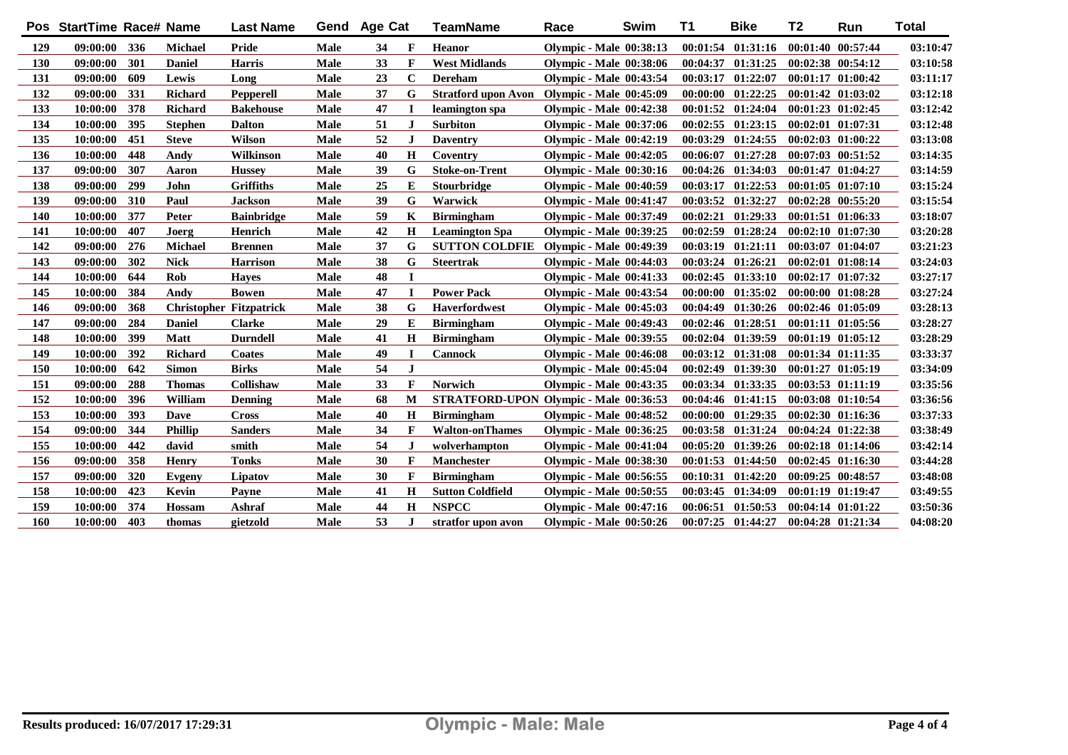| Pos | StartTime | Race# | Name | Last Name | Gend | Age | Cat | TeamName | Race | Swim | T1 | Bike | T2 | Run | Total |
|---|---|---|---|---|---|---|---|---|---|---|---|---|---|---|---|
| 129 | 09:00:00 | 336 | Michael | Pride | Male | 34 | F | Heanor | Olympic - Male | 00:38:13 | 00:01:54 | 01:31:16 | 00:01:40 | 00:57:44 | 03:10:47 |
| 130 | 09:00:00 | 301 | Daniel | Harris | Male | 33 | F | West Midlands | Olympic - Male | 00:38:06 | 00:04:37 | 01:31:25 | 00:02:38 | 00:54:12 | 03:10:58 |
| 131 | 09:00:00 | 609 | Lewis | Long | Male | 23 | C | Dereham | Olympic - Male | 00:43:54 | 00:03:17 | 01:22:07 | 00:01:17 | 01:00:42 | 03:11:17 |
| 132 | 09:00:00 | 331 | Richard | Pepperell | Male | 37 | G | Stratford upon Avon | Olympic - Male | 00:45:09 | 00:00:00 | 01:22:25 | 00:01:42 | 01:03:02 | 03:12:18 |
| 133 | 10:00:00 | 378 | Richard | Bakehouse | Male | 47 | I | leamington spa | Olympic - Male | 00:42:38 | 00:01:52 | 01:24:04 | 00:01:23 | 01:02:45 | 03:12:42 |
| 134 | 10:00:00 | 395 | Stephen | Dalton | Male | 51 | J | Surbiton | Olympic - Male | 00:37:06 | 00:02:55 | 01:23:15 | 00:02:01 | 01:07:31 | 03:12:48 |
| 135 | 10:00:00 | 451 | Steve | Wilson | Male | 52 | J | Daventry | Olympic - Male | 00:42:19 | 00:03:29 | 01:24:55 | 00:02:03 | 01:00:22 | 03:13:08 |
| 136 | 10:00:00 | 448 | Andy | Wilkinson | Male | 40 | H | Coventry | Olympic - Male | 00:42:05 | 00:06:07 | 01:27:28 | 00:07:03 | 00:51:52 | 03:14:35 |
| 137 | 09:00:00 | 307 | Aaron | Hussey | Male | 39 | G | Stoke-on-Trent | Olympic - Male | 00:30:16 | 00:04:26 | 01:34:03 | 00:01:47 | 01:04:27 | 03:14:59 |
| 138 | 09:00:00 | 299 | John | Griffiths | Male | 25 | E | Stourbridge | Olympic - Male | 00:40:59 | 00:03:17 | 01:22:53 | 00:01:05 | 01:07:10 | 03:15:24 |
| 139 | 09:00:00 | 310 | Paul | Jackson | Male | 39 | G | Warwick | Olympic - Male | 00:41:47 | 00:03:52 | 01:32:27 | 00:02:28 | 00:55:20 | 03:15:54 |
| 140 | 10:00:00 | 377 | Peter | Bainbridge | Male | 59 | K | Birmingham | Olympic - Male | 00:37:49 | 00:02:21 | 01:29:33 | 00:01:51 | 01:06:33 | 03:18:07 |
| 141 | 10:00:00 | 407 | Joerg | Henrich | Male | 42 | H | Leamington Spa | Olympic - Male | 00:39:25 | 00:02:59 | 01:28:24 | 00:02:10 | 01:07:30 | 03:20:28 |
| 142 | 09:00:00 | 276 | Michael | Brennen | Male | 37 | G | SUTTON COLDFIE | Olympic - Male | 00:49:39 | 00:03:19 | 01:21:11 | 00:03:07 | 01:04:07 | 03:21:23 |
| 143 | 09:00:00 | 302 | Nick | Harrison | Male | 38 | G | Steertrak | Olympic - Male | 00:44:03 | 00:03:24 | 01:26:21 | 00:02:01 | 01:08:14 | 03:24:03 |
| 144 | 10:00:00 | 644 | Rob | Hayes | Male | 48 | I | | Olympic - Male | 00:41:33 | 00:02:45 | 01:33:10 | 00:02:17 | 01:07:32 | 03:27:17 |
| 145 | 10:00:00 | 384 | Andy | Bowen | Male | 47 | I | Power Pack | Olympic - Male | 00:43:54 | 00:00:00 | 01:35:02 | 00:00:00 | 01:08:28 | 03:27:24 |
| 146 | 09:00:00 | 368 | Christopher | Fitzpatrick | Male | 38 | G | Haverfordwest | Olympic - Male | 00:45:03 | 00:04:49 | 01:30:26 | 00:02:46 | 01:05:09 | 03:28:13 |
| 147 | 09:00:00 | 284 | Daniel | Clarke | Male | 29 | E | Birmingham | Olympic - Male | 00:49:43 | 00:02:46 | 01:28:51 | 00:01:11 | 01:05:56 | 03:28:27 |
| 148 | 10:00:00 | 399 | Matt | Durndell | Male | 41 | H | Birmingham | Olympic - Male | 00:39:55 | 00:02:04 | 01:39:59 | 00:01:19 | 01:05:12 | 03:28:29 |
| 149 | 10:00:00 | 392 | Richard | Coates | Male | 49 | I | Cannock | Olympic - Male | 00:46:08 | 00:03:12 | 01:31:08 | 00:01:34 | 01:11:35 | 03:33:37 |
| 150 | 10:00:00 | 642 | Simon | Birks | Male | 54 | J | | Olympic - Male | 00:45:04 | 00:02:49 | 01:39:30 | 00:01:27 | 01:05:19 | 03:34:09 |
| 151 | 09:00:00 | 288 | Thomas | Collishaw | Male | 33 | F | Norwich | Olympic - Male | 00:43:35 | 00:03:34 | 01:33:35 | 00:03:53 | 01:11:19 | 03:35:56 |
| 152 | 10:00:00 | 396 | William | Denning | Male | 68 | M | STRATFORD-UPON | Olympic - Male | 00:36:53 | 00:04:46 | 01:41:15 | 00:03:08 | 01:10:54 | 03:36:56 |
| 153 | 10:00:00 | 393 | Dave | Cross | Male | 40 | H | Birmingham | Olympic - Male | 00:48:52 | 00:00:00 | 01:29:35 | 00:02:30 | 01:16:36 | 03:37:33 |
| 154 | 09:00:00 | 344 | Phillip | Sanders | Male | 34 | F | Walton-onThames | Olympic - Male | 00:36:25 | 00:03:58 | 01:31:24 | 00:04:24 | 01:22:38 | 03:38:49 |
| 155 | 10:00:00 | 442 | david | smith | Male | 54 | J | wolverhampton | Olympic - Male | 00:41:04 | 00:05:20 | 01:39:26 | 00:02:18 | 01:14:06 | 03:42:14 |
| 156 | 09:00:00 | 358 | Henry | Tonks | Male | 30 | F | Manchester | Olympic - Male | 00:38:30 | 00:01:53 | 01:44:50 | 00:02:45 | 01:16:30 | 03:44:28 |
| 157 | 09:00:00 | 320 | Evgeny | Lipatov | Male | 30 | F | Birmingham | Olympic - Male | 00:56:55 | 00:10:31 | 01:42:20 | 00:09:25 | 00:48:57 | 03:48:08 |
| 158 | 10:00:00 | 423 | Kevin | Payne | Male | 41 | H | Sutton Coldfield | Olympic - Male | 00:50:55 | 00:03:45 | 01:34:09 | 00:01:19 | 01:19:47 | 03:49:55 |
| 159 | 10:00:00 | 374 | Hossam | Ashraf | Male | 44 | H | NSPCC | Olympic - Male | 00:47:16 | 00:06:51 | 01:50:53 | 00:04:14 | 01:01:22 | 03:50:36 |
| 160 | 10:00:00 | 403 | thomas | gietzold | Male | 53 | J | stratfor upon avon | Olympic - Male | 00:50:26 | 00:07:25 | 01:44:27 | 00:04:28 | 01:21:34 | 04:08:20 |

Results produced: 16/07/2017 17:29:31

**Olympic - Male: Male**